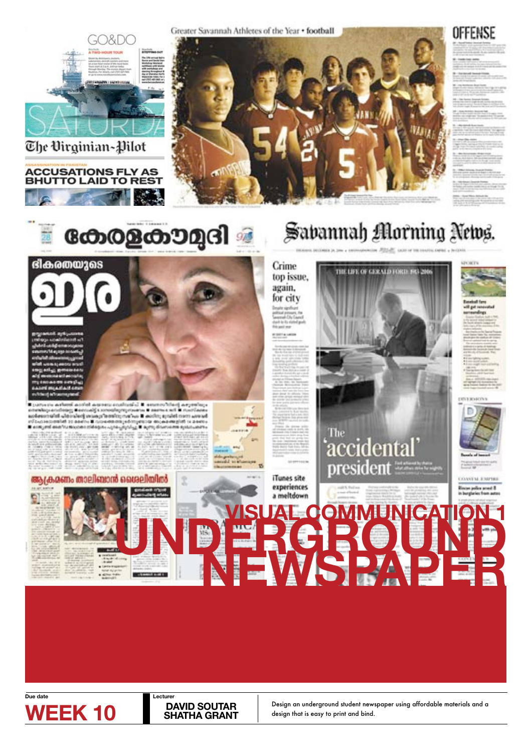# VISUAL COMMUNICATION 1

# UNDERGROUND NEWSPAPER

**Due date**

**WEEK 10**

**Lecturer**

**DAVID SOUTAR**
**SHATHA GRANT**

Design an underground student newspaper using affordable materials and a design that is easy to print and bind.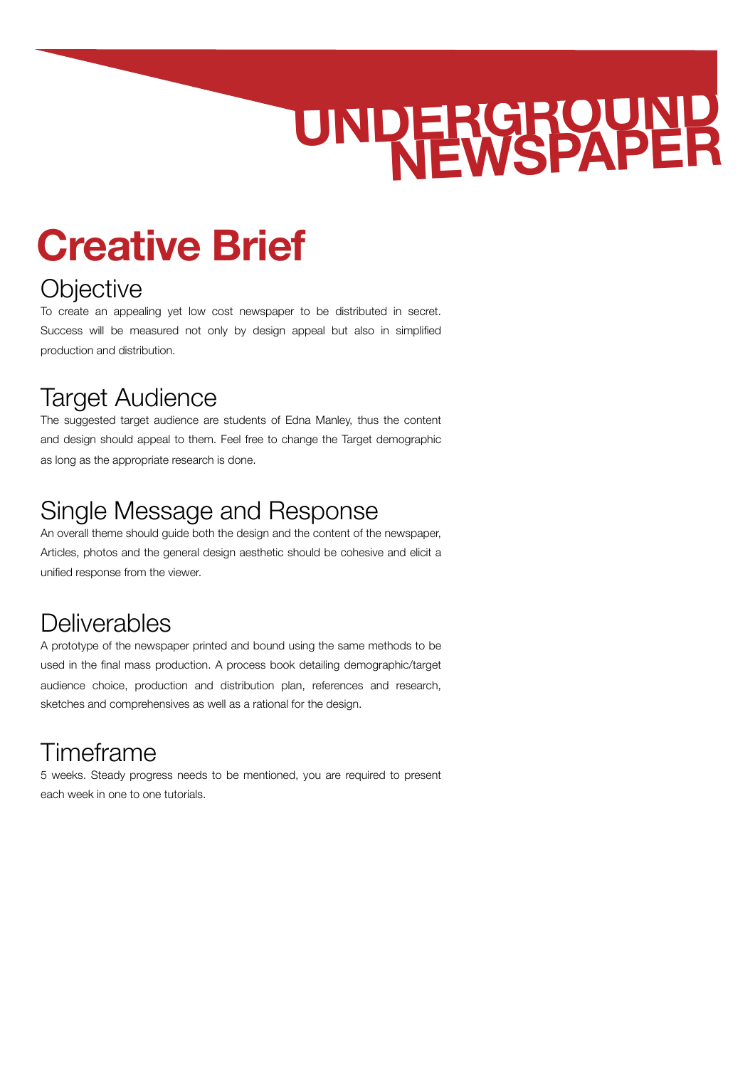# UNDERGROUND NEWSPAPER

# Creative Brief

## Objective

To create an appealing yet low cost newspaper to be distributed in secret. Success will be measured not only by design appeal but also in simplified production and distribution.

## Target Audience

The suggested target audience are students of Edna Manley, thus the content and design should appeal to them. Feel free to change the Target demographic as long as the appropriate research is done.

## Single Message and Response

An overall theme should guide both the design and the content of the newspaper, Articles, photos and the general design aesthetic should be cohesive and elicit a unified response from the viewer.

## Deliverables

A prototype of the newspaper printed and bound using the same methods to be used in the final mass production. A process book detailing demographic/target audience choice, production and distribution plan, references and research, sketches and comprehensives as well as a rational for the design.

## Timeframe

5 weeks. Steady progress needs to be mentioned, you are required to present each week in one to one tutorials.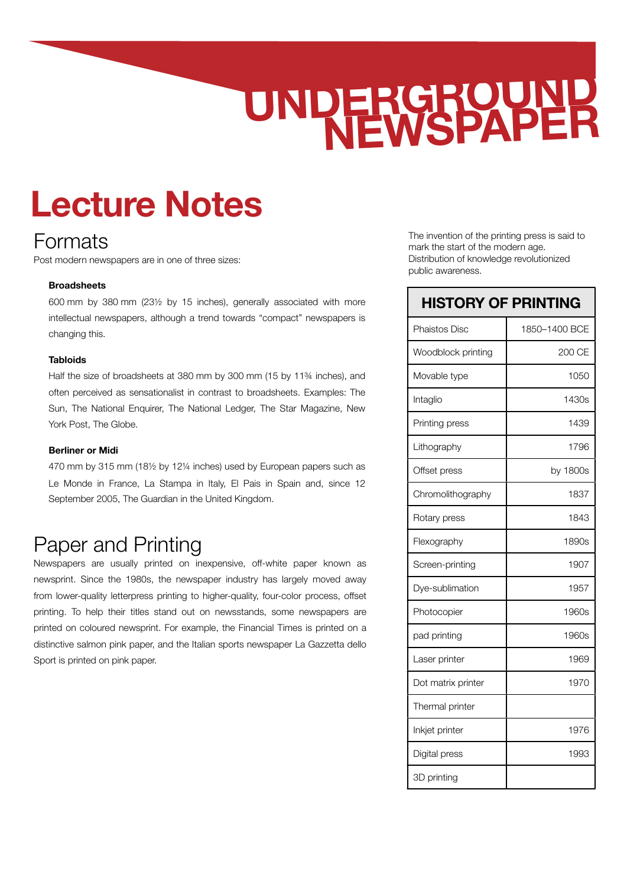# UNDERGROUND NEWSPAPER

# Lecture Notes

## Formats

Post modern newspapers are in one of three sizes:

**Broadsheets**

600 mm by 380 mm (23½ by 15 inches), generally associated with more intellectual newspapers, although a trend towards "compact" newspapers is changing this.

**Tabloids**

Half the size of broadsheets at 380 mm by 300 mm (15 by 11¾ inches), and often perceived as sensationalist in contrast to broadsheets. Examples: The Sun, The National Enquirer, The National Ledger, The Star Magazine, New York Post, The Globe.

**Berliner or Midi**

470 mm by 315 mm (18½ by 12¼ inches) used by European papers such as Le Monde in France, La Stampa in Italy, El Pais in Spain and, since 12 September 2005, The Guardian in the United Kingdom.

## Paper and Printing

Newspapers are usually printed on inexpensive, off-white paper known as newsprint. Since the 1980s, the newspaper industry has largely moved away from lower-quality letterpress printing to higher-quality, four-color process, offset printing. To help their titles stand out on newsstands, some newspapers are printed on coloured newsprint. For example, the Financial Times is printed on a distinctive salmon pink paper, and the Italian sports newspaper La Gazzetta dello Sport is printed on pink paper.

The invention of the printing press is said to mark the start of the modern age. Distribution of knowledge revolutionized public awareness.

| HISTORY OF PRINTING | |
|---|---|
| Phaistos Disc | 1850–1400 BCE |
| Woodblock printing | 200 CE |
| Movable type | 1050 |
| Intaglio | 1430s |
| Printing press | 1439 |
| Lithography | 1796 |
| Offset press | by 1800s |
| Chromolithography | 1837 |
| Rotary press | 1843 |
| Flexography | 1890s |
| Screen-printing | 1907 |
| Dye-sublimation | 1957 |
| Photocopier | 1960s |
| pad printing | 1960s |
| Laser printer | 1969 |
| Dot matrix printer | 1970 |
| Thermal printer | |
| Inkjet printer | 1976 |
| Digital press | 1993 |
| 3D printing | |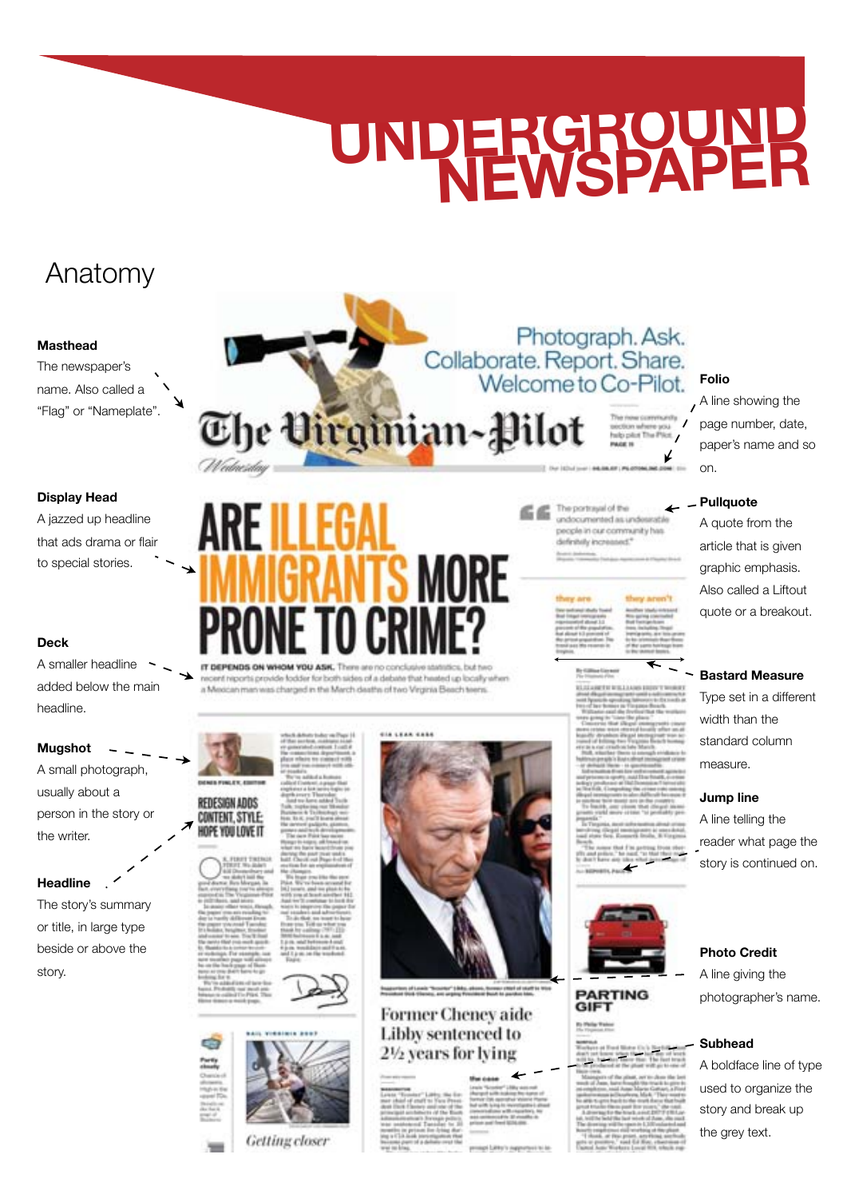# UNDERGROUND NEWSPAPER

## Anatomy

**Masthead**
The newspaper's name. Also called a "Flag" or "Nameplate".

**Display Head**
A jazzed up headline that ads drama or flair to special stories.

**Deck**
A smaller headline added below the main headline.

**Mugshot**
A small photograph, usually about a person in the story or the writer.

**Headline**
The story's summary or title, in large type beside or above the story.

**Folio**
A line showing the page number, date, paper's name and so on.

**Pullquote**
A quote from the article that is given graphic emphasis. Also called a Liftout quote or a breakout.

**Bastard Measure**
Type set in a different width than the standard column measure.

**Jump line**
A line telling the reader what page the story is continued on.

**Photo Credit**
A line giving the photographer's name.

**Subhead**
A boldface line of type used to organize the story and break up the grey text.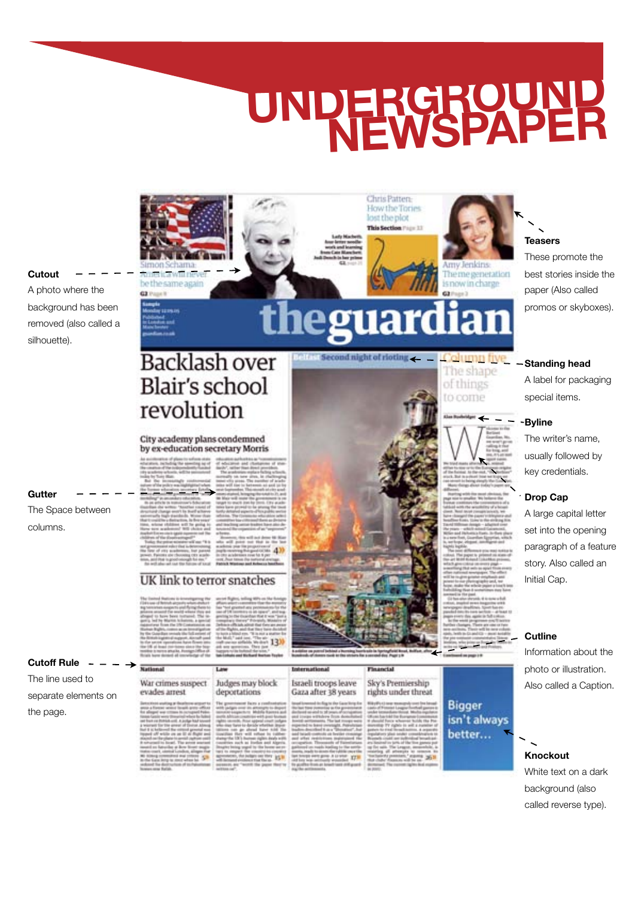# UNDERGROUND NEWSPAPER

**Cutout**
A photo where the background has been removed (also called a silhouette).

**Gutter**
The Space between columns.

**Cutoff Rule**
The line used to separate elements on the page.

**Teasers**
These promote the best stories inside the paper (Also called promos or skyboxes).

**Standing head**
A label for packaging special items.

**Byline**
The writer's name, usually followed by key credentials.

**Drop Cap**
A large capital letter set into the opening paragraph of a feature story. Also called an Initial Cap.

**Cutline**
Information about the photo or illustration. Also called a Caption.

**Knockout**
White text on a dark background (also called reverse type).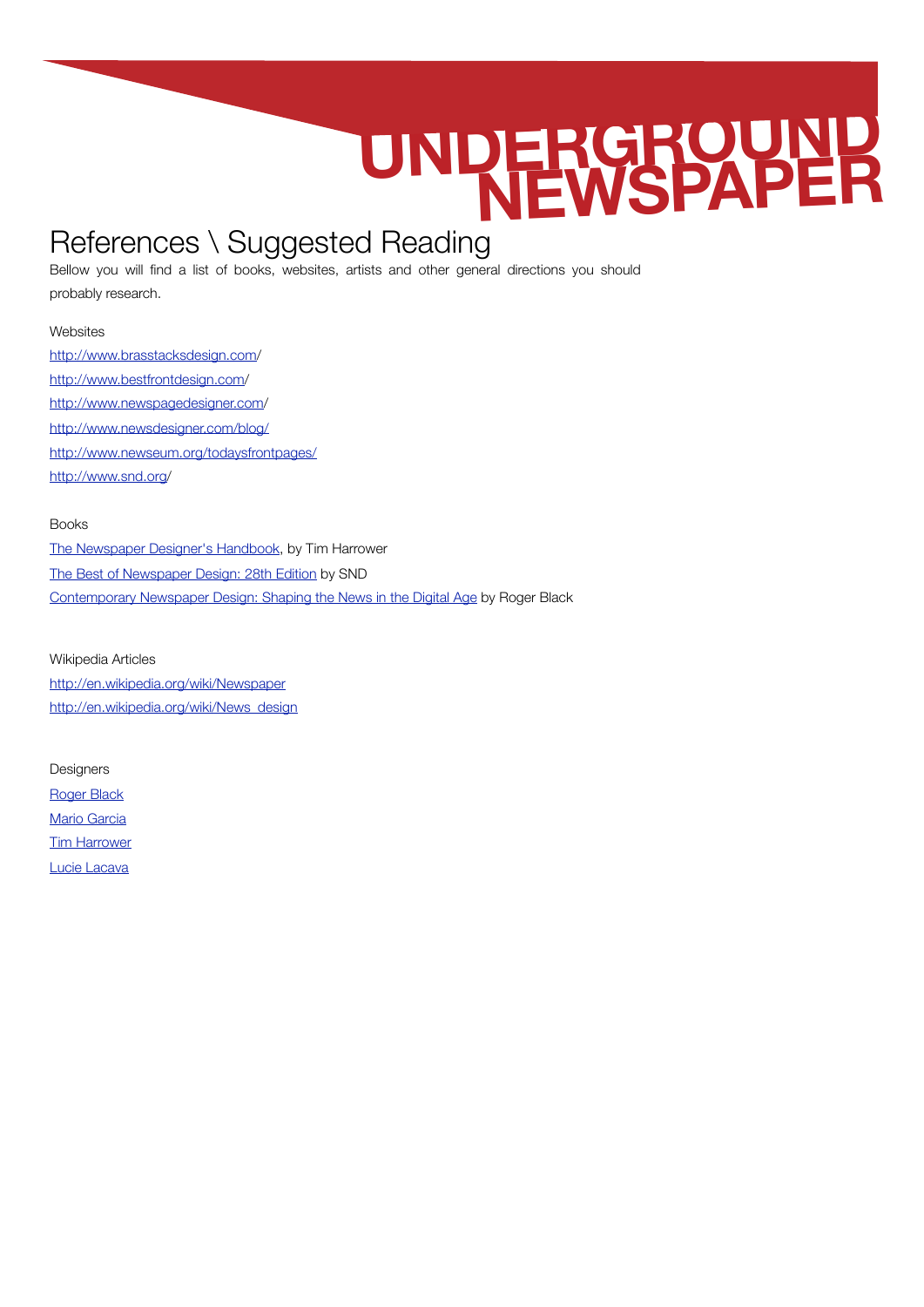# UNDERGROUND NEWSPAPER

## References \ Suggested Reading

Bellow you will find a list of books, websites, artists and other general directions you should probably research.

Websites

http://www.brasstacksdesign.com/
http://www.bestfrontdesign.com/
http://www.newspagedesigner.com/
http://www.newsdesigner.com/blog/
http://www.newseum.org/todaysfrontpages/
http://www.snd.org/

Books

The Newspaper Designer's Handbook, by Tim Harrower
The Best of Newspaper Design: 28th Edition by SND
Contemporary Newspaper Design: Shaping the News in the Digital Age by Roger Black

Wikipedia Articles

http://en.wikipedia.org/wiki/Newspaper
http://en.wikipedia.org/wiki/News_design

Designers

Roger Black
Mario Garcia
Tim Harrower
Lucie Lacava